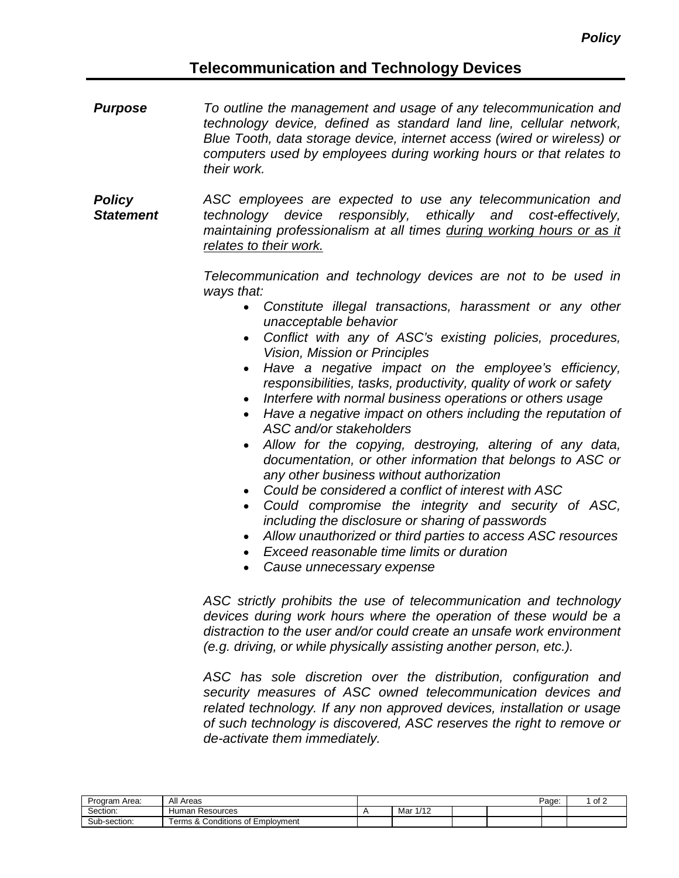*Policy*

# Telecommunication and Technology Devices

***Purpose***

*To outline the management and usage of any telecommunication and technology device, defined as standard land line, cellular network, Blue Tooth, data storage device, internet access (wired or wireless) or computers used by employees during working hours or that relates to their work.*

***Policy Statement***

*ASC employees are expected to use any telecommunication and technology device responsibly, ethically and cost-effectively, maintaining professionalism at all times <u>during working hours or as it relates to their work.</u>*

*Telecommunication and technology devices are not to be used in ways that:*

- *Constitute illegal transactions, harassment or any other unacceptable behavior*
- *Conflict with any of ASC's existing policies, procedures, Vision, Mission or Principles*
- *Have a negative impact on the employee's efficiency, responsibilities, tasks, productivity, quality of work or safety*
- *Interfere with normal business operations or others usage*
- *Have a negative impact on others including the reputation of ASC and/or stakeholders*
- *Allow for the copying, destroying, altering of any data, documentation, or other information that belongs to ASC or any other business without authorization*
- *Could be considered a conflict of interest with ASC*
- *Could compromise the integrity and security of ASC, including the disclosure or sharing of passwords*
- *Allow unauthorized or third parties to access ASC resources*
- *Exceed reasonable time limits or duration*
- *Cause unnecessary expense*

*ASC strictly prohibits the use of telecommunication and technology devices during work hours where the operation of these would be a distraction to the user and/or could create an unsafe work environment (e.g. driving, or while physically assisting another person, etc.).*

*ASC has sole discretion over the distribution, configuration and security measures of ASC owned telecommunication devices and related technology. If any non approved devices, installation or usage of such technology is discovered, ASC reserves the right to remove or de-activate them immediately.*

| Program Area: | All Areas | | | | | Page: | 1 of 2 |
|---|---|---|---|---|---|---|---|
| Section: | Human Resources | A | Mar 1/12 | | | | |
| Sub-section: | Terms & Conditions of Employment | | | | | | |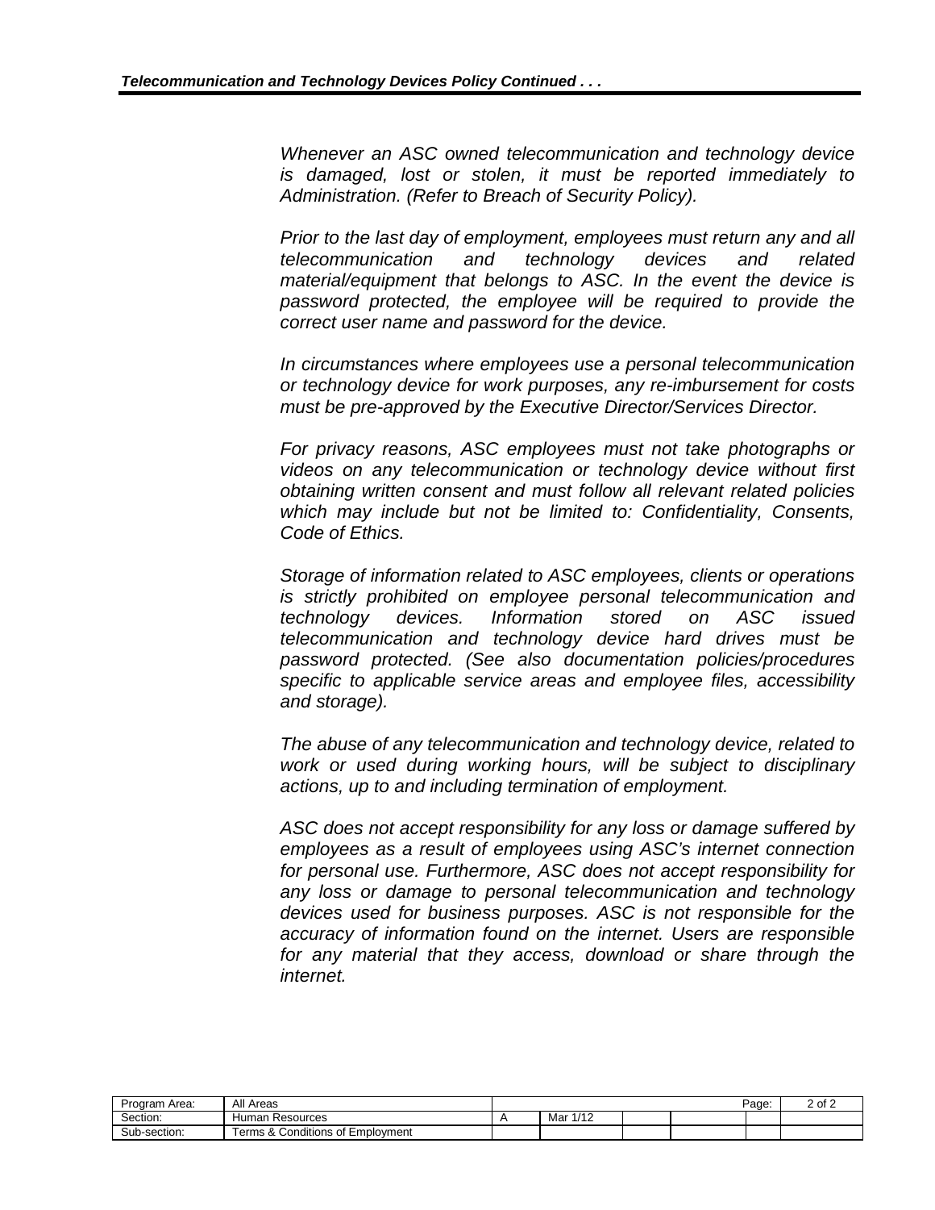*Whenever an ASC owned telecommunication and technology device is damaged, lost or stolen, it must be reported immediately to Administration. (Refer to Breach of Security Policy).*

*Prior to the last day of employment, employees must return any and all telecommunication and technology devices and related material/equipment that belongs to ASC. In the event the device is password protected, the employee will be required to provide the correct user name and password for the device.*

*In circumstances where employees use a personal telecommunication or technology device for work purposes, any re-imbursement for costs must be pre-approved by the Executive Director/Services Director.*

*For privacy reasons, ASC employees must not take photographs or videos on any telecommunication or technology device without first obtaining written consent and must follow all relevant related policies which may include but not be limited to: Confidentiality, Consents, Code of Ethics.*

*Storage of information related to ASC employees, clients or operations is strictly prohibited on employee personal telecommunication and technology devices. Information stored on ASC issued telecommunication and technology device hard drives must be password protected. (See also documentation policies/procedures specific to applicable service areas and employee files, accessibility and storage).*

*The abuse of any telecommunication and technology device, related to work or used during working hours, will be subject to disciplinary actions, up to and including termination of employment.*

*ASC does not accept responsibility for any loss or damage suffered by employees as a result of employees using ASC's internet connection for personal use. Furthermore, ASC does not accept responsibility for any loss or damage to personal telecommunication and technology devices used for business purposes. ASC is not responsible for the accuracy of information found on the internet. Users are responsible for any material that they access, download or share through the internet.*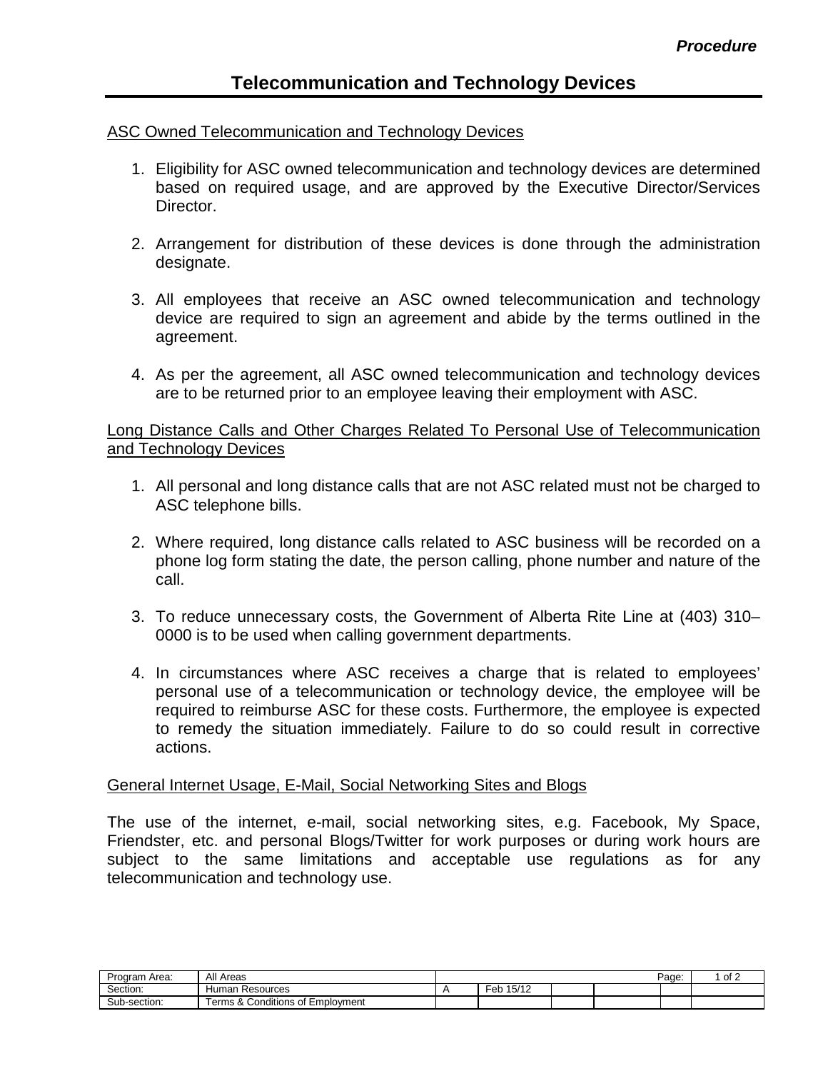*Procedure*

# Telecommunication and Technology Devices

ASC Owned Telecommunication and Technology Devices

1. Eligibility for ASC owned telecommunication and technology devices are determined based on required usage, and are approved by the Executive Director/Services Director.

2. Arrangement for distribution of these devices is done through the administration designate.

3. All employees that receive an ASC owned telecommunication and technology device are required to sign an agreement and abide by the terms outlined in the agreement.

4. As per the agreement, all ASC owned telecommunication and technology devices are to be returned prior to an employee leaving their employment with ASC.

Long Distance Calls and Other Charges Related To Personal Use of Telecommunication and Technology Devices

1. All personal and long distance calls that are not ASC related must not be charged to ASC telephone bills.

2. Where required, long distance calls related to ASC business will be recorded on a phone log form stating the date, the person calling, phone number and nature of the call.

3. To reduce unnecessary costs, the Government of Alberta Rite Line at (403) 310–0000 is to be used when calling government departments.

4. In circumstances where ASC receives a charge that is related to employees' personal use of a telecommunication or technology device, the employee will be required to reimburse ASC for these costs. Furthermore, the employee is expected to remedy the situation immediately. Failure to do so could result in corrective actions.

General Internet Usage, E-Mail, Social Networking Sites and Blogs

The use of the internet, e-mail, social networking sites, e.g. Facebook, My Space, Friendster, etc. and personal Blogs/Twitter for work purposes or during work hours are subject to the same limitations and acceptable use regulations as for any telecommunication and technology use.

| Program Area: | All Areas | | | | | Page: | 1 of 2 |
|---|---|---|---|---|---|---|---|
| Section: | Human Resources | A | Feb 15/12 | | | | |
| Sub-section: | Terms & Conditions of Employment | | | | | | |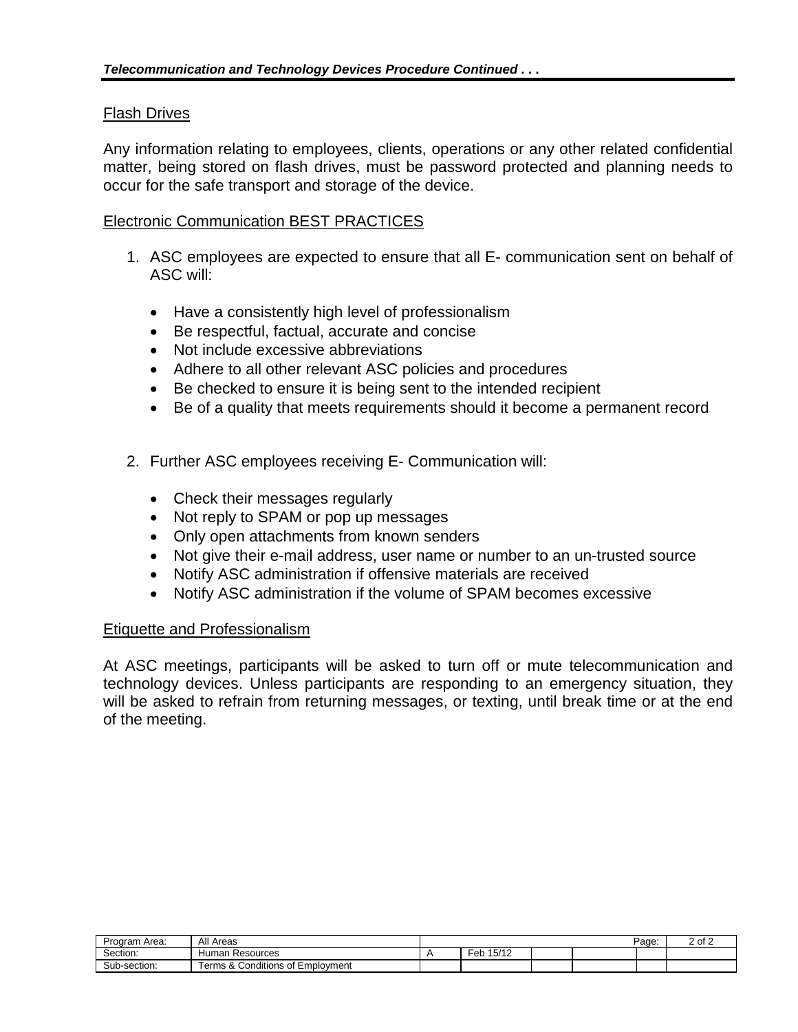## Flash Drives

Any information relating to employees, clients, operations or any other related confidential matter, being stored on flash drives, must be password protected and planning needs to occur for the safe transport and storage of the device.

## Electronic Communication BEST PRACTICES

1. ASC employees are expected to ensure that all E- communication sent on behalf of ASC will:

    - Have a consistently high level of professionalism
    - Be respectful, factual, accurate and concise
    - Not include excessive abbreviations
    - Adhere to all other relevant ASC policies and procedures
    - Be checked to ensure it is being sent to the intended recipient
    - Be of a quality that meets requirements should it become a permanent record

2. Further ASC employees receiving E- Communication will:

    - Check their messages regularly
    - Not reply to SPAM or pop up messages
    - Only open attachments from known senders
    - Not give their e-mail address, user name or number to an un-trusted source
    - Notify ASC administration if offensive materials are received
    - Notify ASC administration if the volume of SPAM becomes excessive

## Etiquette and Professionalism

At ASC meetings, participants will be asked to turn off or mute telecommunication and technology devices. Unless participants are responding to an emergency situation, they will be asked to refrain from returning messages, or texting, until break time or at the end of the meeting.